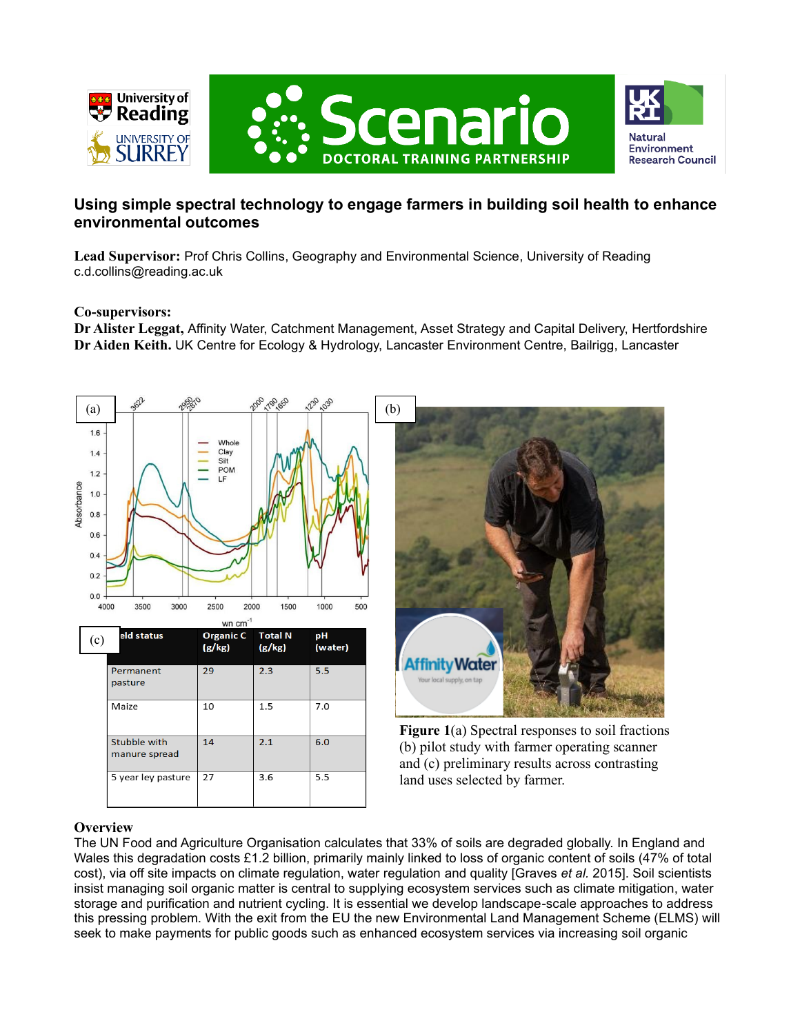# Using simple spectral technology to engage farmers in building soil health to enhance environmental outcomes

**Lead Supervisor:** Prof Chris Collins, Geography and Environmental Science, University of Reading
c.d.collins@reading.ac.uk

**Co-supervisors:**
**Dr Alister Leggat,** Affinity Water, Catchment Management, Asset Strategy and Capital Delivery, Hertfordshire
**Dr Aiden Keith.** UK Centre for Ecology & Hydrology, Lancaster Environment Centre, Bailrigg, Lancaster

(c)

| Field status | Organic C (g/kg) | Total N (g/kg) | pH (water) |
|---|---|---|---|
| Permanent pasture | 29 | 2.3 | 5.5 |
| Maize | 10 | 1.5 | 7.0 |
| Stubble with manure spread | 14 | 2.1 | 6.0 |
| 5 year ley pasture | 27 | 3.6 | 5.5 |

**Figure 1**(a) Spectral responses to soil fractions (b) pilot study with farmer operating scanner and (c) preliminary results across contrasting land uses selected by farmer.

## Overview

The UN Food and Agriculture Organisation calculates that 33% of soils are degraded globally. In England and Wales this degradation costs £1.2 billion, primarily mainly linked to loss of organic content of soils (47% of total cost), via off site impacts on climate regulation, water regulation and quality [Graves *et al.* 2015]. Soil scientists insist managing soil organic matter is central to supplying ecosystem services such as climate mitigation, water storage and purification and nutrient cycling. It is essential we develop landscape-scale approaches to address this pressing problem. With the exit from the EU the new Environmental Land Management Scheme (ELMS) will seek to make payments for public goods such as enhanced ecosystem services via increasing soil organic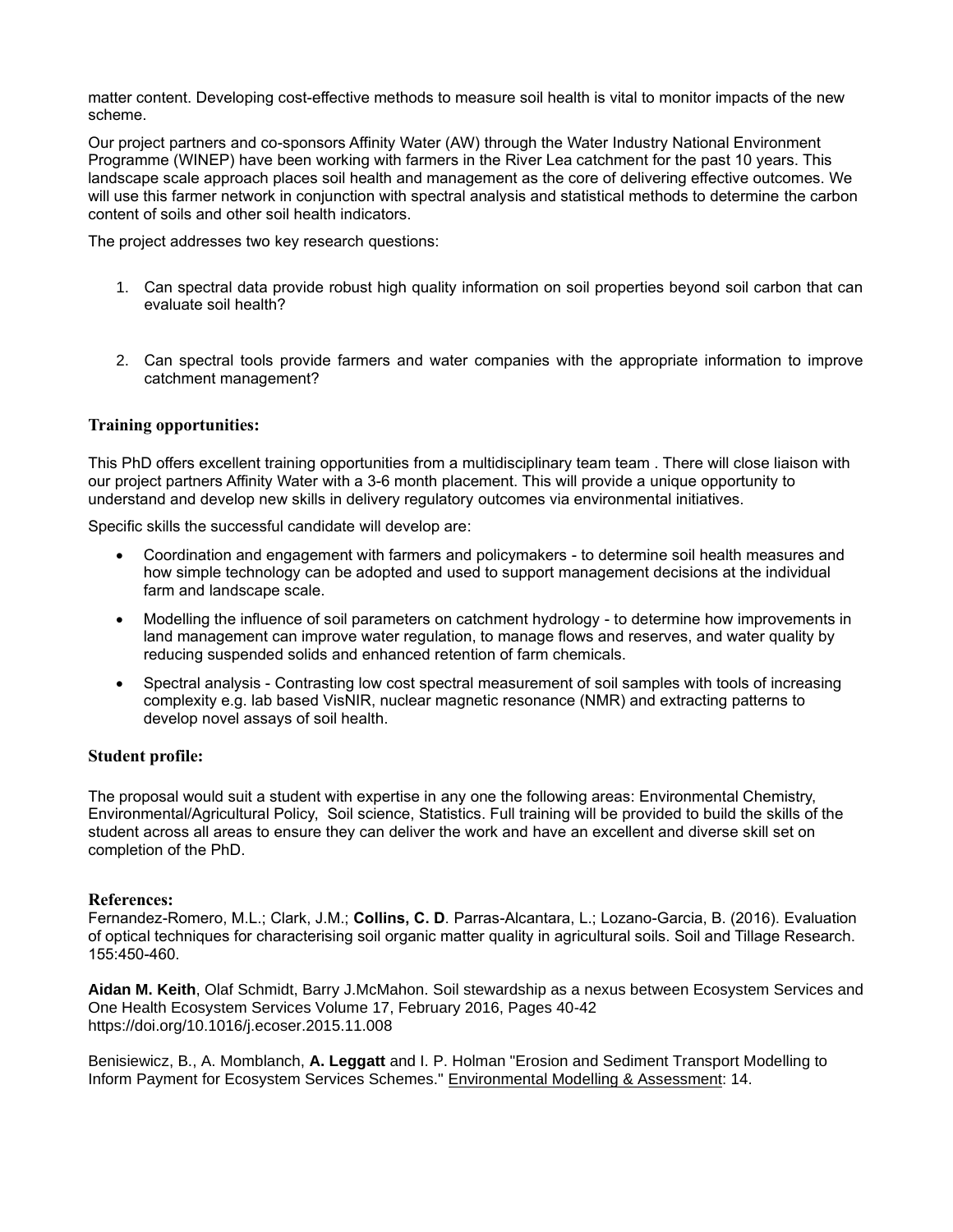matter content. Developing cost-effective methods to measure soil health is vital to monitor impacts of the new scheme.

Our project partners and co-sponsors Affinity Water (AW) through the Water Industry National Environment Programme (WINEP) have been working with farmers in the River Lea catchment for the past 10 years. This landscape scale approach places soil health and management as the core of delivering effective outcomes. We will use this farmer network in conjunction with spectral analysis and statistical methods to determine the carbon content of soils and other soil health indicators.

The project addresses two key research questions:

1. Can spectral data provide robust high quality information on soil properties beyond soil carbon that can evaluate soil health?

2. Can spectral tools provide farmers and water companies with the appropriate information to improve catchment management?

### Training opportunities:

This PhD offers excellent training opportunities from a multidisciplinary team team . There will close liaison with our project partners Affinity Water with a 3-6 month placement. This will provide a unique opportunity to understand and develop new skills in delivery regulatory outcomes via environmental initiatives.

Specific skills the successful candidate will develop are:

- Coordination and engagement with farmers and policymakers - to determine soil health measures and how simple technology can be adopted and used to support management decisions at the individual farm and landscape scale.
- Modelling the influence of soil parameters on catchment hydrology - to determine how improvements in land management can improve water regulation, to manage flows and reserves, and water quality by reducing suspended solids and enhanced retention of farm chemicals.
- Spectral analysis - Contrasting low cost spectral measurement of soil samples with tools of increasing complexity e.g. lab based VisNIR, nuclear magnetic resonance (NMR) and extracting patterns to develop novel assays of soil health.

### Student profile:

The proposal would suit a student with expertise in any one the following areas: Environmental Chemistry, Environmental/Agricultural Policy, Soil science, Statistics. Full training will be provided to build the skills of the student across all areas to ensure they can deliver the work and have an excellent and diverse skill set on completion of the PhD.

### References:

Fernandez-Romero, M.L.; Clark, J.M.; **Collins, C. D**. Parras-Alcantara, L.; Lozano-Garcia, B. (2016). Evaluation of optical techniques for characterising soil organic matter quality in agricultural soils. Soil and Tillage Research. 155:450-460.

**Aidan M. Keith**, Olaf Schmidt, Barry J.McMahon. Soil stewardship as a nexus between Ecosystem Services and One Health Ecosystem Services Volume 17, February 2016, Pages 40-42 https://doi.org/10.1016/j.ecoser.2015.11.008

Benisiewicz, B., A. Momblanch, **A. Leggatt** and I. P. Holman "Erosion and Sediment Transport Modelling to Inform Payment for Ecosystem Services Schemes." Environmental Modelling & Assessment: 14.